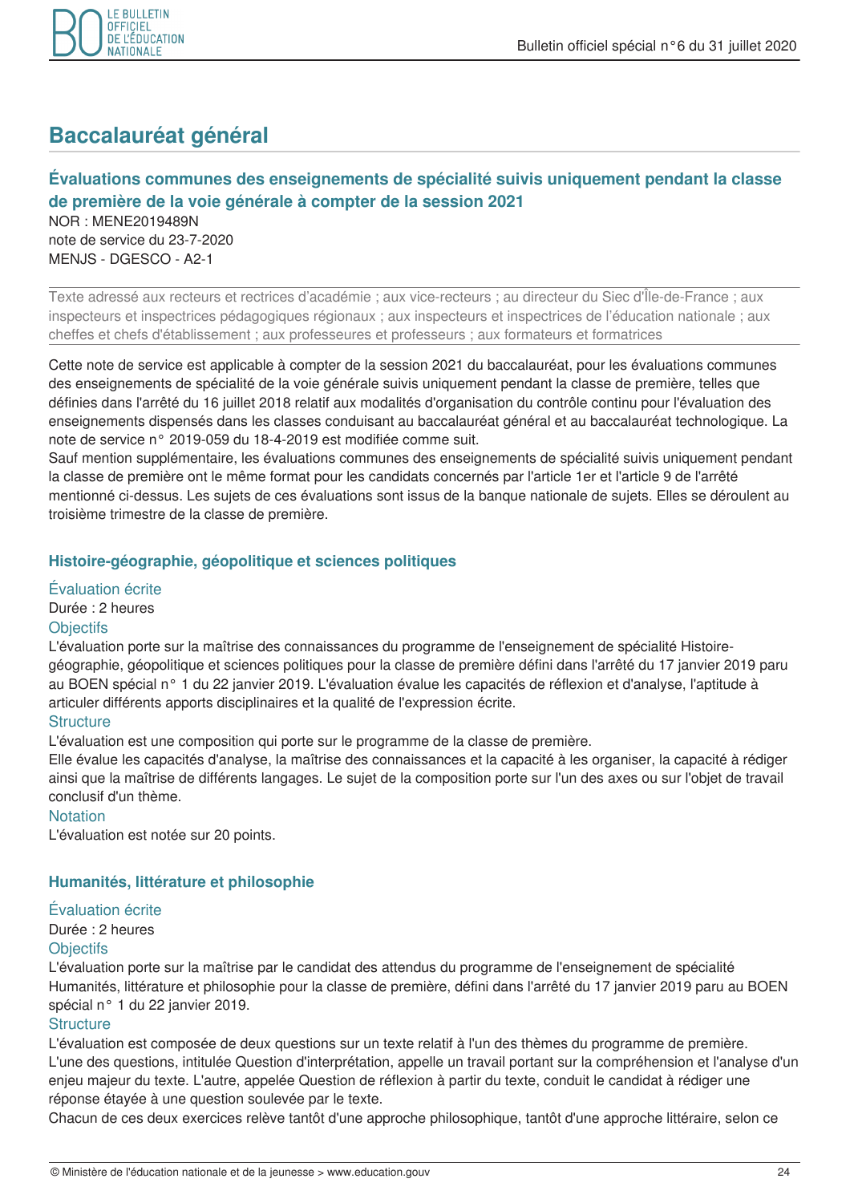# Baccalauréat général

## Évaluations communes des enseignements de spécialité suivis uniquement pendant la classe de première de la voie générale à compter de la session 2021

NOR : MENE2019489N
note de service du 23-7-2020
MENJS - DGESCO - A2-1

Texte adressé aux recteurs et rectrices d'académie ; aux vice-recteurs ; au directeur du Siec d'Île-de-France ; aux inspecteurs et inspectrices pédagogiques régionaux ; aux inspecteurs et inspectrices de l'éducation nationale ; aux cheffes et chefs d'établissement ; aux professeures et professeurs ; aux formateurs et formatrices

Cette note de service est applicable à compter de la session 2021 du baccalauréat, pour les évaluations communes des enseignements de spécialité de la voie générale suivis uniquement pendant la classe de première, telles que définies dans l'arrêté du 16 juillet 2018 relatif aux modalités d'organisation du contrôle continu pour l'évaluation des enseignements dispensés dans les classes conduisant au baccalauréat général et au baccalauréat technologique. La note de service n° 2019-059 du 18-4-2019 est modifiée comme suit.
Sauf mention supplémentaire, les évaluations communes des enseignements de spécialité suivis uniquement pendant la classe de première ont le même format pour les candidats concernés par l'article 1er et l'article 9 de l'arrêté mentionné ci-dessus. Les sujets de ces évaluations sont issus de la banque nationale de sujets. Elles se déroulent au troisième trimestre de la classe de première.

### Histoire-géographie, géopolitique et sciences politiques

#### Évaluation écrite

Durée : 2 heures

#### Objectifs

L'évaluation porte sur la maîtrise des connaissances du programme de l'enseignement de spécialité Histoire-géographie, géopolitique et sciences politiques pour la classe de première défini dans l'arrêté du 17 janvier 2019 paru au BOEN spécial n° 1 du 22 janvier 2019. L'évaluation évalue les capacités de réflexion et d'analyse, l'aptitude à articuler différents apports disciplinaires et la qualité de l'expression écrite.

#### Structure

L'évaluation est une composition qui porte sur le programme de la classe de première.
Elle évalue les capacités d'analyse, la maîtrise des connaissances et la capacité à les organiser, la capacité à rédiger ainsi que la maîtrise de différents langages. Le sujet de la composition porte sur l'un des axes ou sur l'objet de travail conclusif d'un thème.

#### Notation

L'évaluation est notée sur 20 points.

### Humanités, littérature et philosophie

#### Évaluation écrite

Durée : 2 heures

#### Objectifs

L'évaluation porte sur la maîtrise par le candidat des attendus du programme de l'enseignement de spécialité Humanités, littérature et philosophie pour la classe de première, défini dans l'arrêté du 17 janvier 2019 paru au BOEN spécial n° 1 du 22 janvier 2019.

#### Structure

L'évaluation est composée de deux questions sur un texte relatif à l'un des thèmes du programme de première.
L'une des questions, intitulée Question d'interprétation, appelle un travail portant sur la compréhension et l'analyse d'un enjeu majeur du texte. L'autre, appelée Question de réflexion à partir du texte, conduit le candidat à rédiger une réponse étayée à une question soulevée par le texte.
Chacun de ces deux exercices relève tantôt d'une approche philosophique, tantôt d'une approche littéraire, selon ce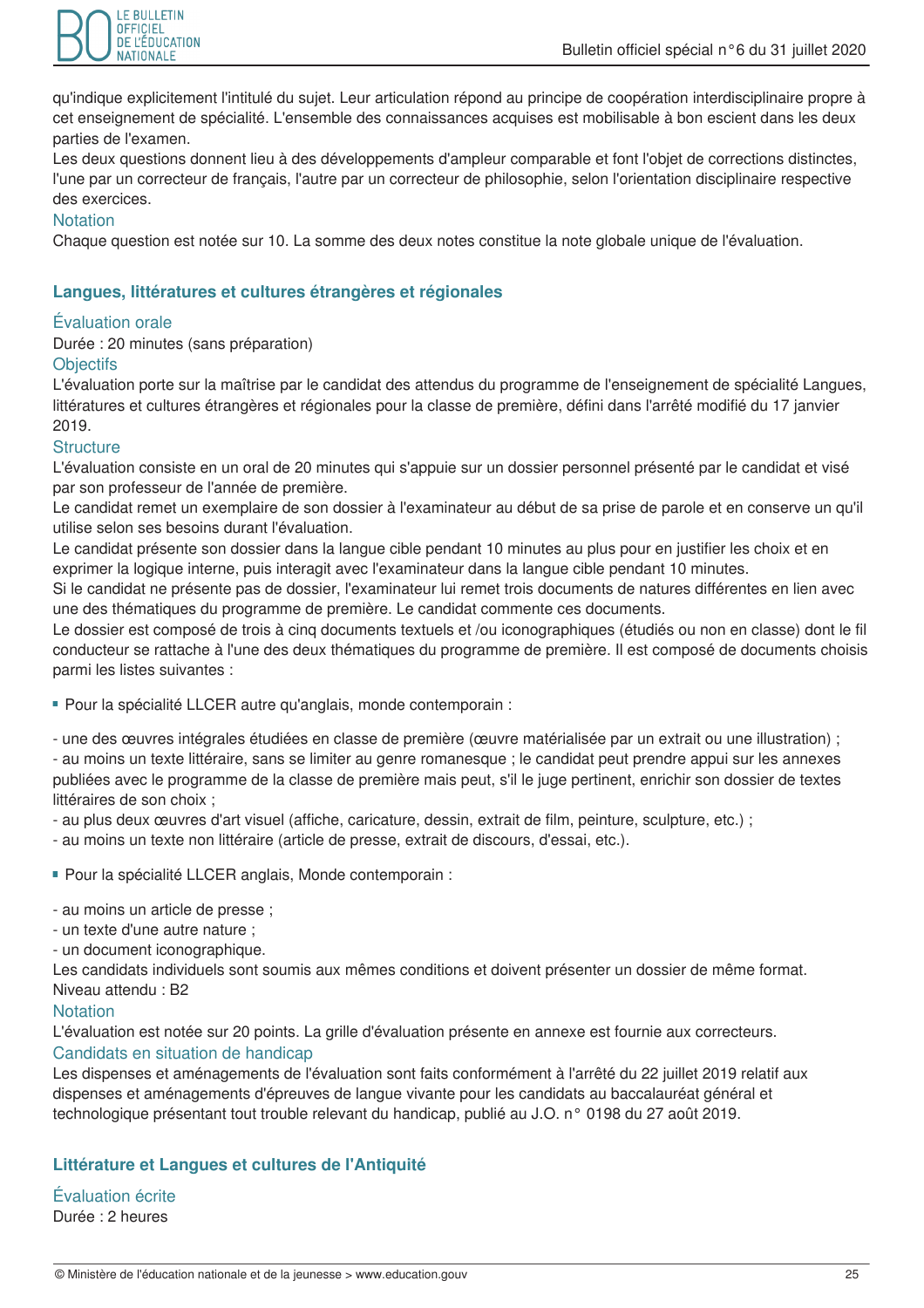qu'indique explicitement l'intitulé du sujet. Leur articulation répond au principe de coopération interdisciplinaire propre à cet enseignement de spécialité. L'ensemble des connaissances acquises est mobilisable à bon escient dans les deux parties de l'examen.
Les deux questions donnent lieu à des développements d'ampleur comparable et font l'objet de corrections distinctes, l'une par un correcteur de français, l'autre par un correcteur de philosophie, selon l'orientation disciplinaire respective des exercices.

#### Notation

Chaque question est notée sur 10. La somme des deux notes constitue la note globale unique de l'évaluation.

## Langues, littératures et cultures étrangères et régionales

### Évaluation orale

Durée : 20 minutes (sans préparation)

#### Objectifs

L'évaluation porte sur la maîtrise par le candidat des attendus du programme de l'enseignement de spécialité Langues, littératures et cultures étrangères et régionales pour la classe de première, défini dans l'arrêté modifié du 17 janvier 2019.

#### Structure

L'évaluation consiste en un oral de 20 minutes qui s'appuie sur un dossier personnel présenté par le candidat et visé par son professeur de l'année de première.
Le candidat remet un exemplaire de son dossier à l'examinateur au début de sa prise de parole et en conserve un qu'il utilise selon ses besoins durant l'évaluation.
Le candidat présente son dossier dans la langue cible pendant 10 minutes au plus pour en justifier les choix et en exprimer la logique interne, puis interagit avec l'examinateur dans la langue cible pendant 10 minutes.
Si le candidat ne présente pas de dossier, l'examinateur lui remet trois documents de natures différentes en lien avec une des thématiques du programme de première. Le candidat commente ces documents.
Le dossier est composé de trois à cinq documents textuels et /ou iconographiques (étudiés ou non en classe) dont le fil conducteur se rattache à l'une des deux thématiques du programme de première. Il est composé de documents choisis parmi les listes suivantes :

- Pour la spécialité LLCER autre qu'anglais, monde contemporain :

- une des œuvres intégrales étudiées en classe de première (œuvre matérialisée par un extrait ou une illustration) ;
- au moins un texte littéraire, sans se limiter au genre romanesque ; le candidat peut prendre appui sur les annexes publiées avec le programme de la classe de première mais peut, s'il le juge pertinent, enrichir son dossier de textes littéraires de son choix ;
- au plus deux œuvres d'art visuel (affiche, caricature, dessin, extrait de film, peinture, sculpture, etc.) ;
- au moins un texte non littéraire (article de presse, extrait de discours, d'essai, etc.).

- Pour la spécialité LLCER anglais, Monde contemporain :

- au moins un article de presse ;
- un texte d'une autre nature ;
- un document iconographique.

Les candidats individuels sont soumis aux mêmes conditions et doivent présenter un dossier de même format.
Niveau attendu : B2

#### Notation

L'évaluation est notée sur 20 points. La grille d'évaluation présente en annexe est fournie aux correcteurs.

#### Candidats en situation de handicap

Les dispenses et aménagements de l'évaluation sont faits conformément à l'arrêté du 22 juillet 2019 relatif aux dispenses et aménagements d'épreuves de langue vivante pour les candidats au baccalauréat général et technologique présentant tout trouble relevant du handicap, publié au J.O. n° 0198 du 27 août 2019.

## Littérature et Langues et cultures de l'Antiquité

### Évaluation écrite

Durée : 2 heures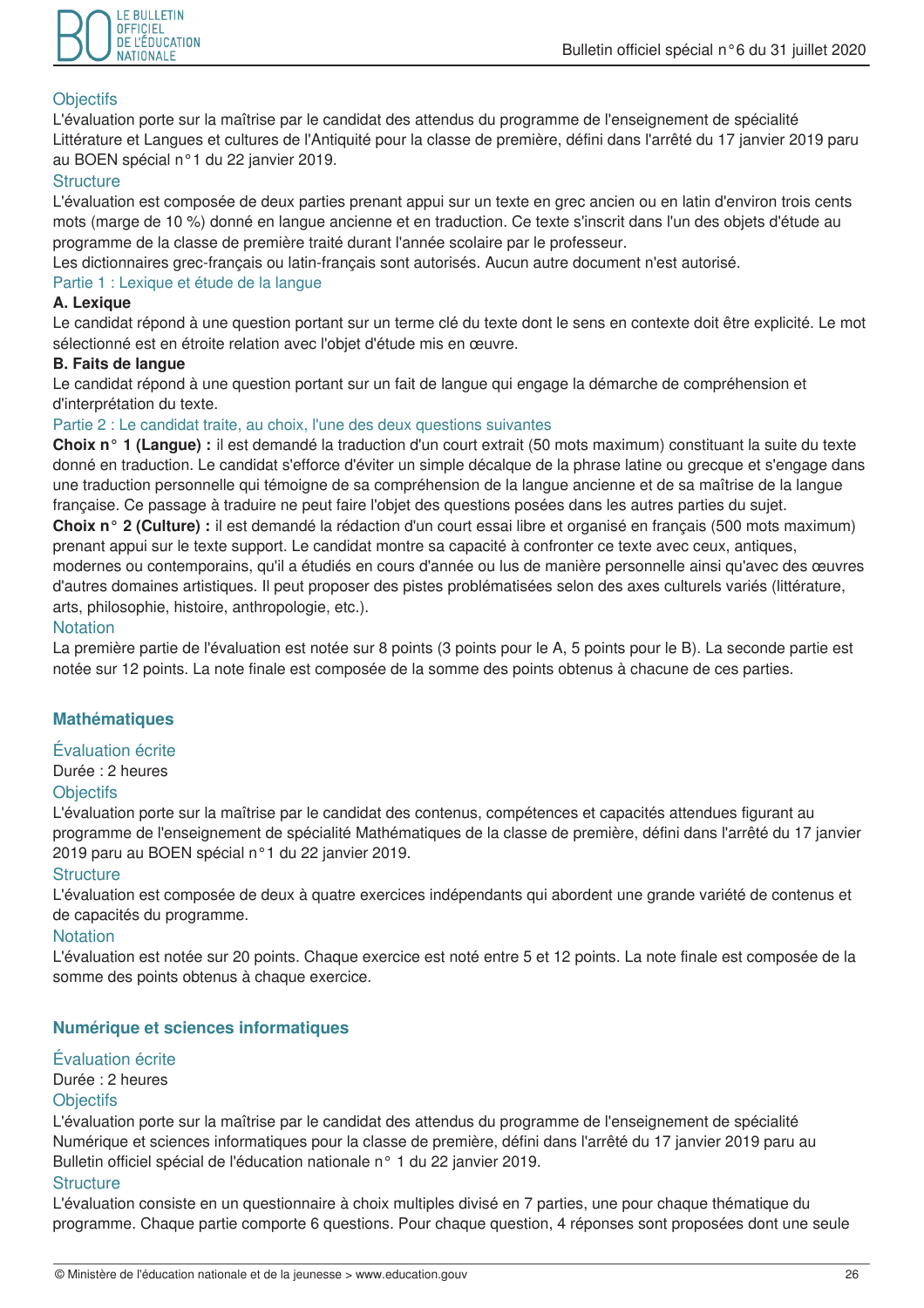#### Objectifs

L'évaluation porte sur la maîtrise par le candidat des attendus du programme de l'enseignement de spécialité Littérature et Langues et cultures de l'Antiquité pour la classe de première, défini dans l'arrêté du 17 janvier 2019 paru au BOEN spécial n°1 du 22 janvier 2019.

#### Structure

L'évaluation est composée de deux parties prenant appui sur un texte en grec ancien ou en latin d'environ trois cents mots (marge de 10 %) donné en langue ancienne et en traduction. Ce texte s'inscrit dans l'un des objets d'étude au programme de la classe de première traité durant l'année scolaire par le professeur.

Les dictionnaires grec-français ou latin-français sont autorisés. Aucun autre document n'est autorisé.

#### Partie 1 : Lexique et étude de la langue

**A. Lexique**

Le candidat répond à une question portant sur un terme clé du texte dont le sens en contexte doit être explicité. Le mot sélectionné est en étroite relation avec l'objet d'étude mis en œuvre.

**B. Faits de langue**

Le candidat répond à une question portant sur un fait de langue qui engage la démarche de compréhension et d'interprétation du texte.

#### Partie 2 : Le candidat traite, au choix, l'une des deux questions suivantes

**Choix n° 1 (Langue) :** il est demandé la traduction d'un court extrait (50 mots maximum) constituant la suite du texte donné en traduction. Le candidat s'efforce d'éviter un simple décalque de la phrase latine ou grecque et s'engage dans une traduction personnelle qui témoigne de sa compréhension de la langue ancienne et de sa maîtrise de la langue française. Ce passage à traduire ne peut faire l'objet des questions posées dans les autres parties du sujet.

**Choix n° 2 (Culture) :** il est demandé la rédaction d'un court essai libre et organisé en français (500 mots maximum) prenant appui sur le texte support. Le candidat montre sa capacité à confronter ce texte avec ceux, antiques, modernes ou contemporains, qu'il a étudiés en cours d'année ou lus de manière personnelle ainsi qu'avec des œuvres d'autres domaines artistiques. Il peut proposer des pistes problématisées selon des axes culturels variés (littérature, arts, philosophie, histoire, anthropologie, etc.).

#### Notation

La première partie de l'évaluation est notée sur 8 points (3 points pour le A, 5 points pour le B). La seconde partie est notée sur 12 points. La note finale est composée de la somme des points obtenus à chacune de ces parties.

## Mathématiques

### Évaluation écrite

Durée : 2 heures

#### Objectifs

L'évaluation porte sur la maîtrise par le candidat des contenus, compétences et capacités attendues figurant au programme de l'enseignement de spécialité Mathématiques de la classe de première, défini dans l'arrêté du 17 janvier 2019 paru au BOEN spécial n°1 du 22 janvier 2019.

#### Structure

L'évaluation est composée de deux à quatre exercices indépendants qui abordent une grande variété de contenus et de capacités du programme.

#### Notation

L'évaluation est notée sur 20 points. Chaque exercice est noté entre 5 et 12 points. La note finale est composée de la somme des points obtenus à chaque exercice.

## Numérique et sciences informatiques

### Évaluation écrite

Durée : 2 heures

#### Objectifs

L'évaluation porte sur la maîtrise par le candidat des attendus du programme de l'enseignement de spécialité Numérique et sciences informatiques pour la classe de première, défini dans l'arrêté du 17 janvier 2019 paru au Bulletin officiel spécial de l'éducation nationale n° 1 du 22 janvier 2019.

#### Structure

L'évaluation consiste en un questionnaire à choix multiples divisé en 7 parties, une pour chaque thématique du programme. Chaque partie comporte 6 questions. Pour chaque question, 4 réponses sont proposées dont une seule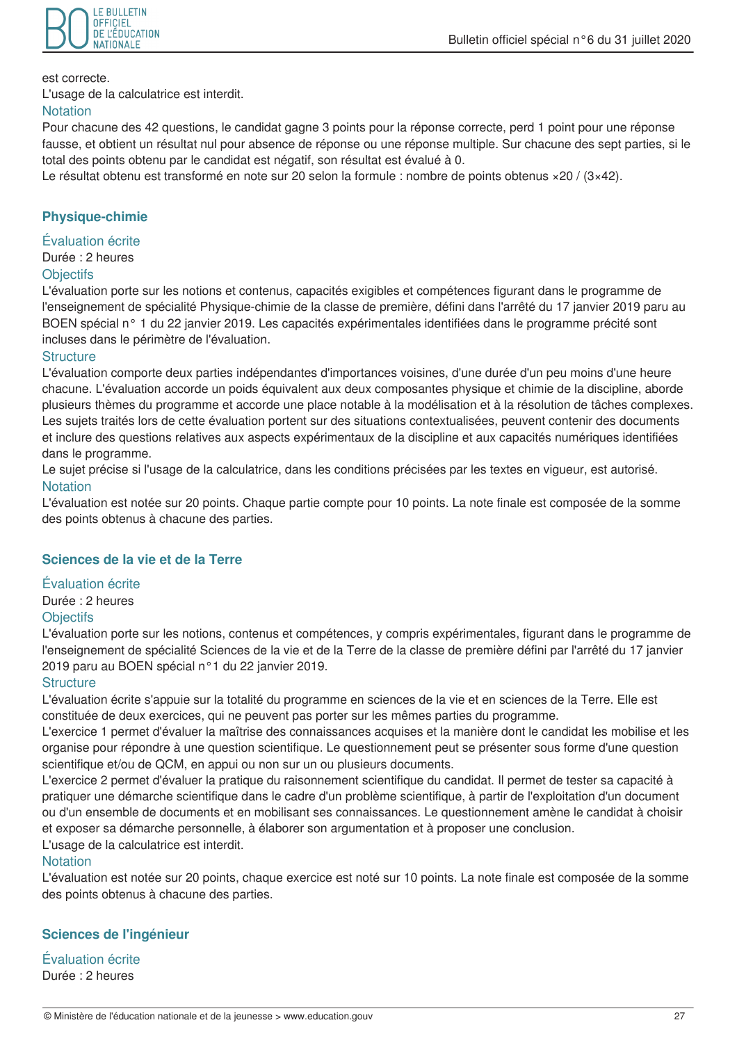est correcte.

L'usage de la calculatrice est interdit.

### Notation

Pour chacune des 42 questions, le candidat gagne 3 points pour la réponse correcte, perd 1 point pour une réponse fausse, et obtient un résultat nul pour absence de réponse ou une réponse multiple. Sur chacune des sept parties, si le total des points obtenu par le candidat est négatif, son résultat est évalué à 0.

Le résultat obtenu est transformé en note sur 20 selon la formule : nombre de points obtenus ×20 / (3×42).

## Physique-chimie

### Évaluation écrite

Durée : 2 heures

### Objectifs

L'évaluation porte sur les notions et contenus, capacités exigibles et compétences figurant dans le programme de l'enseignement de spécialité Physique-chimie de la classe de première, défini dans l'arrêté du 17 janvier 2019 paru au BOEN spécial n° 1 du 22 janvier 2019. Les capacités expérimentales identifiées dans le programme précité sont incluses dans le périmètre de l'évaluation.

### Structure

L'évaluation comporte deux parties indépendantes d'importances voisines, d'une durée d'un peu moins d'une heure chacune. L'évaluation accorde un poids équivalent aux deux composantes physique et chimie de la discipline, aborde plusieurs thèmes du programme et accorde une place notable à la modélisation et à la résolution de tâches complexes. Les sujets traités lors de cette évaluation portent sur des situations contextualisées, peuvent contenir des documents et inclure des questions relatives aux aspects expérimentaux de la discipline et aux capacités numériques identifiées dans le programme.

Le sujet précise si l'usage de la calculatrice, dans les conditions précisées par les textes en vigueur, est autorisé.

### Notation

L'évaluation est notée sur 20 points. Chaque partie compte pour 10 points. La note finale est composée de la somme des points obtenus à chacune des parties.

## Sciences de la vie et de la Terre

### Évaluation écrite

Durée : 2 heures

### Objectifs

L'évaluation porte sur les notions, contenus et compétences, y compris expérimentales, figurant dans le programme de l'enseignement de spécialité Sciences de la vie et de la Terre de la classe de première défini par l'arrêté du 17 janvier 2019 paru au BOEN spécial n°1 du 22 janvier 2019.

### Structure

L'évaluation écrite s'appuie sur la totalité du programme en sciences de la vie et en sciences de la Terre. Elle est constituée de deux exercices, qui ne peuvent pas porter sur les mêmes parties du programme.

L'exercice 1 permet d'évaluer la maîtrise des connaissances acquises et la manière dont le candidat les mobilise et les organise pour répondre à une question scientifique. Le questionnement peut se présenter sous forme d'une question scientifique et/ou de QCM, en appui ou non sur un ou plusieurs documents.

L'exercice 2 permet d'évaluer la pratique du raisonnement scientifique du candidat. Il permet de tester sa capacité à pratiquer une démarche scientifique dans le cadre d'un problème scientifique, à partir de l'exploitation d'un document ou d'un ensemble de documents et en mobilisant ses connaissances. Le questionnement amène le candidat à choisir et exposer sa démarche personnelle, à élaborer son argumentation et à proposer une conclusion.

L'usage de la calculatrice est interdit.

### Notation

L'évaluation est notée sur 20 points, chaque exercice est noté sur 10 points. La note finale est composée de la somme des points obtenus à chacune des parties.

## Sciences de l'ingénieur

### Évaluation écrite

Durée : 2 heures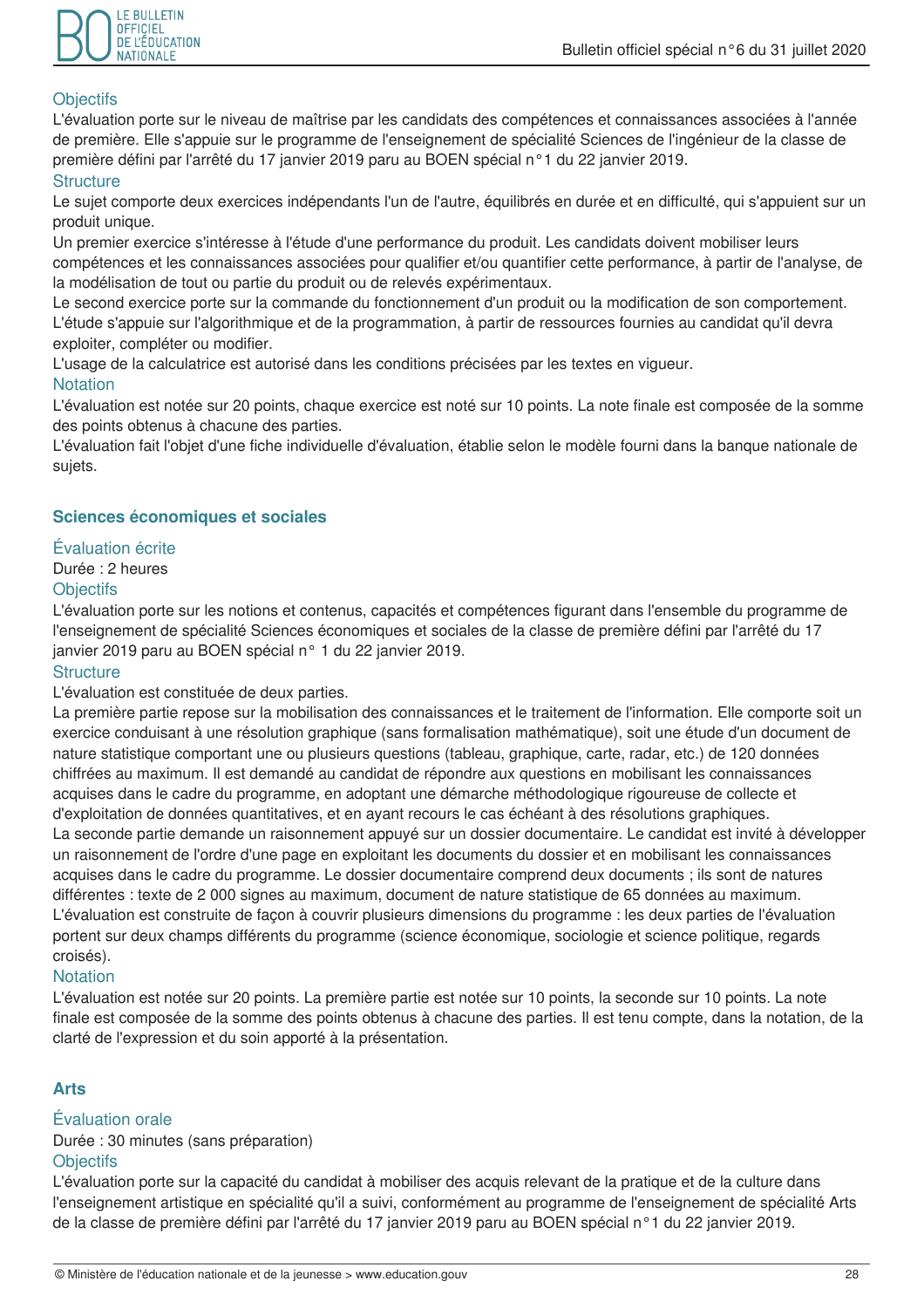### Objectifs

L'évaluation porte sur le niveau de maîtrise par les candidats des compétences et connaissances associées à l'année de première. Elle s'appuie sur le programme de l'enseignement de spécialité Sciences de l'ingénieur de la classe de première défini par l'arrêté du 17 janvier 2019 paru au BOEN spécial n°1 du 22 janvier 2019.

### Structure

Le sujet comporte deux exercices indépendants l'un de l'autre, équilibrés en durée et en difficulté, qui s'appuient sur un produit unique.

Un premier exercice s'intéresse à l'étude d'une performance du produit. Les candidats doivent mobiliser leurs compétences et les connaissances associées pour qualifier et/ou quantifier cette performance, à partir de l'analyse, de la modélisation de tout ou partie du produit ou de relevés expérimentaux.

Le second exercice porte sur la commande du fonctionnement d'un produit ou la modification de son comportement. L'étude s'appuie sur l'algorithmique et de la programmation, à partir de ressources fournies au candidat qu'il devra exploiter, compléter ou modifier.

L'usage de la calculatrice est autorisé dans les conditions précisées par les textes en vigueur.

### Notation

L'évaluation est notée sur 20 points, chaque exercice est noté sur 10 points. La note finale est composée de la somme des points obtenus à chacune des parties.

L'évaluation fait l'objet d'une fiche individuelle d'évaluation, établie selon le modèle fourni dans la banque nationale de sujets.

## Sciences économiques et sociales

### Évaluation écrite

Durée : 2 heures

### Objectifs

L'évaluation porte sur les notions et contenus, capacités et compétences figurant dans l'ensemble du programme de l'enseignement de spécialité Sciences économiques et sociales de la classe de première défini par l'arrêté du 17 janvier 2019 paru au BOEN spécial n° 1 du 22 janvier 2019.

### Structure

L'évaluation est constituée de deux parties.

La première partie repose sur la mobilisation des connaissances et le traitement de l'information. Elle comporte soit un exercice conduisant à une résolution graphique (sans formalisation mathématique), soit une étude d'un document de nature statistique comportant une ou plusieurs questions (tableau, graphique, carte, radar, etc.) de 120 données chiffrées au maximum. Il est demandé au candidat de répondre aux questions en mobilisant les connaissances acquises dans le cadre du programme, en adoptant une démarche méthodologique rigoureuse de collecte et d'exploitation de données quantitatives, et en ayant recours le cas échéant à des résolutions graphiques.

La seconde partie demande un raisonnement appuyé sur un dossier documentaire. Le candidat est invité à développer un raisonnement de l'ordre d'une page en exploitant les documents du dossier et en mobilisant les connaissances acquises dans le cadre du programme. Le dossier documentaire comprend deux documents ; ils sont de natures différentes : texte de 2 000 signes au maximum, document de nature statistique de 65 données au maximum.

L'évaluation est construite de façon à couvrir plusieurs dimensions du programme : les deux parties de l'évaluation portent sur deux champs différents du programme (science économique, sociologie et science politique, regards croisés).

### Notation

L'évaluation est notée sur 20 points. La première partie est notée sur 10 points, la seconde sur 10 points. La note finale est composée de la somme des points obtenus à chacune des parties. Il est tenu compte, dans la notation, de la clarté de l'expression et du soin apporté à la présentation.

## Arts

### Évaluation orale

Durée : 30 minutes (sans préparation)

### Objectifs

L'évaluation porte sur la capacité du candidat à mobiliser des acquis relevant de la pratique et de la culture dans l'enseignement artistique en spécialité qu'il a suivi, conformément au programme de l'enseignement de spécialité Arts de la classe de première défini par l'arrêté du 17 janvier 2019 paru au BOEN spécial n°1 du 22 janvier 2019.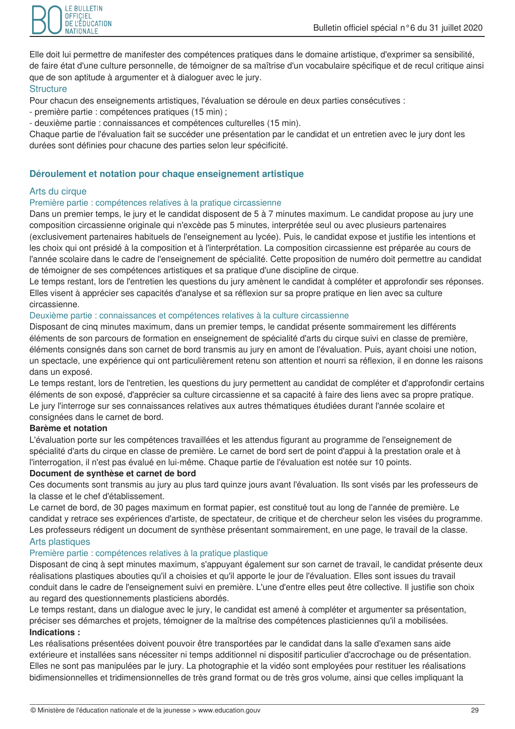Elle doit lui permettre de manifester des compétences pratiques dans le domaine artistique, d'exprimer sa sensibilité, de faire état d'une culture personnelle, de témoigner de sa maîtrise d'un vocabulaire spécifique et de recul critique ainsi que de son aptitude à argumenter et à dialoguer avec le jury.

#### Structure

Pour chacun des enseignements artistiques, l'évaluation se déroule en deux parties consécutives :

- première partie : compétences pratiques (15 min) ;
- deuxième partie : connaissances et compétences culturelles (15 min).

Chaque partie de l'évaluation fait se succéder une présentation par le candidat et un entretien avec le jury dont les durées sont définies pour chacune des parties selon leur spécificité.

## Déroulement et notation pour chaque enseignement artistique

### Arts du cirque

#### Première partie : compétences relatives à la pratique circassienne

Dans un premier temps, le jury et le candidat disposent de 5 à 7 minutes maximum. Le candidat propose au jury une composition circassienne originale qui n'excède pas 5 minutes, interprétée seul ou avec plusieurs partenaires (exclusivement partenaires habituels de l'enseignement au lycée). Puis, le candidat expose et justifie les intentions et les choix qui ont présidé à la composition et à l'interprétation. La composition circassienne est préparée au cours de l'année scolaire dans le cadre de l'enseignement de spécialité. Cette proposition de numéro doit permettre au candidat de témoigner de ses compétences artistiques et sa pratique d'une discipline de cirque.

Le temps restant, lors de l'entretien les questions du jury amènent le candidat à compléter et approfondir ses réponses. Elles visent à apprécier ses capacités d'analyse et sa réflexion sur sa propre pratique en lien avec sa culture circassienne.

#### Deuxième partie : connaissances et compétences relatives à la culture circassienne

Disposant de cinq minutes maximum, dans un premier temps, le candidat présente sommairement les différents éléments de son parcours de formation en enseignement de spécialité d'arts du cirque suivi en classe de première, éléments consignés dans son carnet de bord transmis au jury en amont de l'évaluation. Puis, ayant choisi une notion, un spectacle, une expérience qui ont particulièrement retenu son attention et nourri sa réflexion, il en donne les raisons dans un exposé.

Le temps restant, lors de l'entretien, les questions du jury permettent au candidat de compléter et d'approfondir certains éléments de son exposé, d'apprécier sa culture circassienne et sa capacité à faire des liens avec sa propre pratique. Le jury l'interroge sur ses connaissances relatives aux autres thématiques étudiées durant l'année scolaire et consignées dans le carnet de bord.

**Barème et notation**

L'évaluation porte sur les compétences travaillées et les attendus figurant au programme de l'enseignement de spécialité d'arts du cirque en classe de première. Le carnet de bord sert de point d'appui à la prestation orale et à l'interrogation, il n'est pas évalué en lui-même. Chaque partie de l'évaluation est notée sur 10 points.

**Document de synthèse et carnet de bord**

Ces documents sont transmis au jury au plus tard quinze jours avant l'évaluation. Ils sont visés par les professeurs de la classe et le chef d'établissement.

Le carnet de bord, de 30 pages maximum en format papier, est constitué tout au long de l'année de première. Le candidat y retrace ses expériences d'artiste, de spectateur, de critique et de chercheur selon les visées du programme. Les professeurs rédigent un document de synthèse présentant sommairement, en une page, le travail de la classe.

### Arts plastiques

#### Première partie : compétences relatives à la pratique plastique

Disposant de cinq à sept minutes maximum, s'appuyant également sur son carnet de travail, le candidat présente deux réalisations plastiques abouties qu'il a choisies et qu'il apporte le jour de l'évaluation. Elles sont issues du travail conduit dans le cadre de l'enseignement suivi en première. L'une d'entre elles peut être collective. Il justifie son choix au regard des questionnements plasticiens abordés.

Le temps restant, dans un dialogue avec le jury, le candidat est amené à compléter et argumenter sa présentation, préciser ses démarches et projets, témoigner de la maîtrise des compétences plasticiennes qu'il a mobilisées.

**Indications :**

Les réalisations présentées doivent pouvoir être transportées par le candidat dans la salle d'examen sans aide extérieure et installées sans nécessiter ni temps additionnel ni dispositif particulier d'accrochage ou de présentation. Elles ne sont pas manipulées par le jury. La photographie et la vidéo sont employées pour restituer les réalisations bidimensionnelles et tridimensionnelles de très grand format ou de très gros volume, ainsi que celles impliquant la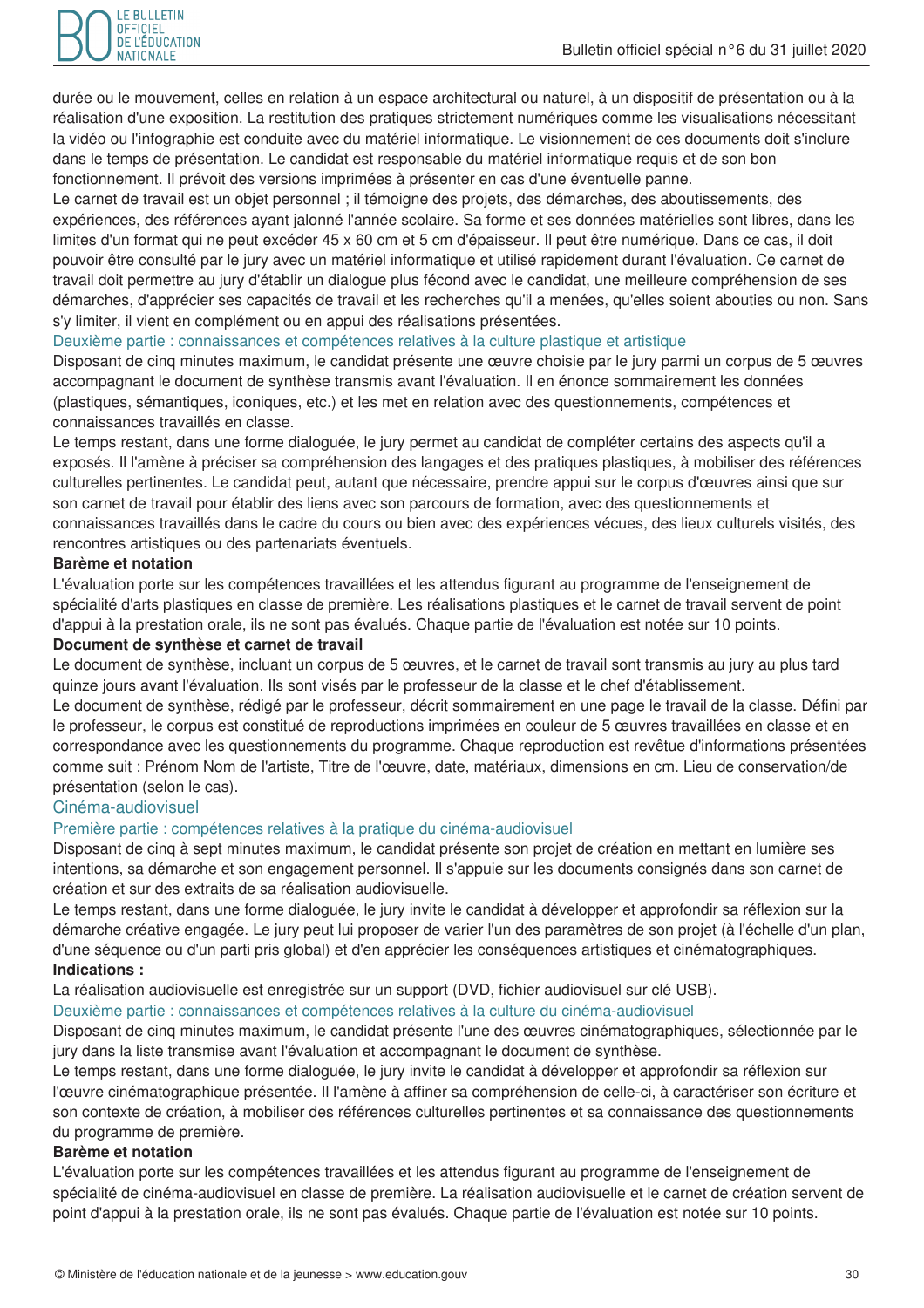durée ou le mouvement, celles en relation à un espace architectural ou naturel, à un dispositif de présentation ou à la réalisation d'une exposition. La restitution des pratiques strictement numériques comme les visualisations nécessitant la vidéo ou l'infographie est conduite avec du matériel informatique. Le visionnement de ces documents doit s'inclure dans le temps de présentation. Le candidat est responsable du matériel informatique requis et de son bon fonctionnement. Il prévoit des versions imprimées à présenter en cas d'une éventuelle panne.

Le carnet de travail est un objet personnel ; il témoigne des projets, des démarches, des aboutissements, des expériences, des références ayant jalonné l'année scolaire. Sa forme et ses données matérielles sont libres, dans les limites d'un format qui ne peut excéder 45 x 60 cm et 5 cm d'épaisseur. Il peut être numérique. Dans ce cas, il doit pouvoir être consulté par le jury avec un matériel informatique et utilisé rapidement durant l'évaluation. Ce carnet de travail doit permettre au jury d'établir un dialogue plus fécond avec le candidat, une meilleure compréhension de ses démarches, d'apprécier ses capacités de travail et les recherches qu'il a menées, qu'elles soient abouties ou non. Sans s'y limiter, il vient en complément ou en appui des réalisations présentées.

#### Deuxième partie : connaissances et compétences relatives à la culture plastique et artistique

Disposant de cinq minutes maximum, le candidat présente une œuvre choisie par le jury parmi un corpus de 5 œuvres accompagnant le document de synthèse transmis avant l'évaluation. Il en énonce sommairement les données (plastiques, sémantiques, iconiques, etc.) et les met en relation avec des questionnements, compétences et connaissances travaillés en classe.

Le temps restant, dans une forme dialoguée, le jury permet au candidat de compléter certains des aspects qu'il a exposés. Il l'amène à préciser sa compréhension des langages et des pratiques plastiques, à mobiliser des références culturelles pertinentes. Le candidat peut, autant que nécessaire, prendre appui sur le corpus d'œuvres ainsi que sur son carnet de travail pour établir des liens avec son parcours de formation, avec des questionnements et connaissances travaillés dans le cadre du cours ou bien avec des expériences vécues, des lieux culturels visités, des rencontres artistiques ou des partenariats éventuels.

**Barème et notation**

L'évaluation porte sur les compétences travaillées et les attendus figurant au programme de l'enseignement de spécialité d'arts plastiques en classe de première. Les réalisations plastiques et le carnet de travail servent de point d'appui à la prestation orale, ils ne sont pas évalués. Chaque partie de l'évaluation est notée sur 10 points.

**Document de synthèse et carnet de travail**

Le document de synthèse, incluant un corpus de 5 œuvres, et le carnet de travail sont transmis au jury au plus tard quinze jours avant l'évaluation. Ils sont visés par le professeur de la classe et le chef d'établissement.

Le document de synthèse, rédigé par le professeur, décrit sommairement en une page le travail de la classe. Défini par le professeur, le corpus est constitué de reproductions imprimées en couleur de 5 œuvres travaillées en classe et en correspondance avec les questionnements du programme. Chaque reproduction est revêtue d'informations présentées comme suit : Prénom Nom de l'artiste, Titre de l'œuvre, date, matériaux, dimensions en cm. Lieu de conservation/de présentation (selon le cas).

### Cinéma-audiovisuel

#### Première partie : compétences relatives à la pratique du cinéma-audiovisuel

Disposant de cinq à sept minutes maximum, le candidat présente son projet de création en mettant en lumière ses intentions, sa démarche et son engagement personnel. Il s'appuie sur les documents consignés dans son carnet de création et sur des extraits de sa réalisation audiovisuelle.

Le temps restant, dans une forme dialoguée, le jury invite le candidat à développer et approfondir sa réflexion sur la démarche créative engagée. Le jury peut lui proposer de varier l'un des paramètres de son projet (à l'échelle d'un plan, d'une séquence ou d'un parti pris global) et d'en apprécier les conséquences artistiques et cinématographiques.

**Indications :**

La réalisation audiovisuelle est enregistrée sur un support (DVD, fichier audiovisuel sur clé USB).

#### Deuxième partie : connaissances et compétences relatives à la culture du cinéma-audiovisuel

Disposant de cinq minutes maximum, le candidat présente l'une des œuvres cinématographiques, sélectionnée par le jury dans la liste transmise avant l'évaluation et accompagnant le document de synthèse.

Le temps restant, dans une forme dialoguée, le jury invite le candidat à développer et approfondir sa réflexion sur l'œuvre cinématographique présentée. Il l'amène à affiner sa compréhension de celle-ci, à caractériser son écriture et son contexte de création, à mobiliser des références culturelles pertinentes et sa connaissance des questionnements du programme de première.

**Barème et notation**

L'évaluation porte sur les compétences travaillées et les attendus figurant au programme de l'enseignement de spécialité de cinéma-audiovisuel en classe de première. La réalisation audiovisuelle et le carnet de création servent de point d'appui à la prestation orale, ils ne sont pas évalués. Chaque partie de l'évaluation est notée sur 10 points.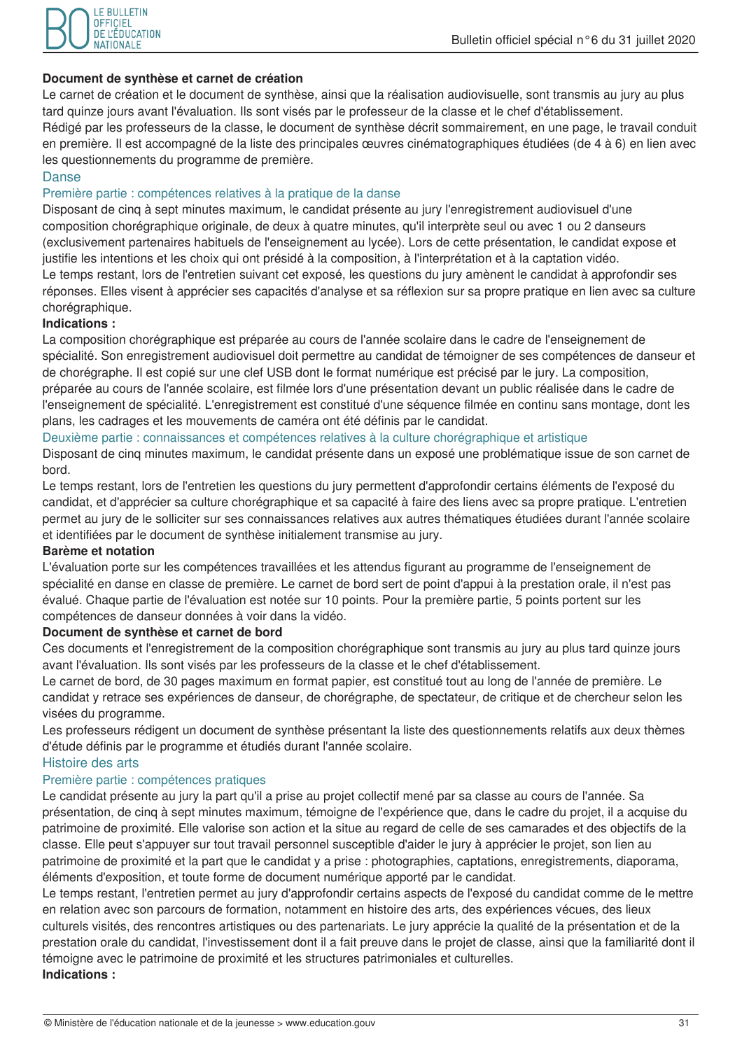**Document de synthèse et carnet de création**

Le carnet de création et le document de synthèse, ainsi que la réalisation audiovisuelle, sont transmis au jury au plus tard quinze jours avant l'évaluation. Ils sont visés par le professeur de la classe et le chef d'établissement.

Rédigé par les professeurs de la classe, le document de synthèse décrit sommairement, en une page, le travail conduit en première. Il est accompagné de la liste des principales œuvres cinématographiques étudiées (de 4 à 6) en lien avec les questionnements du programme de première.

## Danse

### Première partie : compétences relatives à la pratique de la danse

Disposant de cinq à sept minutes maximum, le candidat présente au jury l'enregistrement audiovisuel d'une composition chorégraphique originale, de deux à quatre minutes, qu'il interprète seul ou avec 1 ou 2 danseurs (exclusivement partenaires habituels de l'enseignement au lycée). Lors de cette présentation, le candidat expose et justifie les intentions et les choix qui ont présidé à la composition, à l'interprétation et à la captation vidéo.

Le temps restant, lors de l'entretien suivant cet exposé, les questions du jury amènent le candidat à approfondir ses réponses. Elles visent à apprécier ses capacités d'analyse et sa réflexion sur sa propre pratique en lien avec sa culture chorégraphique.

**Indications :**

La composition chorégraphique est préparée au cours de l'année scolaire dans le cadre de l'enseignement de spécialité. Son enregistrement audiovisuel doit permettre au candidat de témoigner de ses compétences de danseur et de chorégraphe. Il est copié sur une clef USB dont le format numérique est précisé par le jury. La composition, préparée au cours de l'année scolaire, est filmée lors d'une présentation devant un public réalisée dans le cadre de l'enseignement de spécialité. L'enregistrement est constitué d'une séquence filmée en continu sans montage, dont les plans, les cadrages et les mouvements de caméra ont été définis par le candidat.

### Deuxième partie : connaissances et compétences relatives à la culture chorégraphique et artistique

Disposant de cinq minutes maximum, le candidat présente dans un exposé une problématique issue de son carnet de bord.

Le temps restant, lors de l'entretien les questions du jury permettent d'approfondir certains éléments de l'exposé du candidat, et d'apprécier sa culture chorégraphique et sa capacité à faire des liens avec sa propre pratique. L'entretien permet au jury de le solliciter sur ses connaissances relatives aux autres thématiques étudiées durant l'année scolaire et identifiées par le document de synthèse initialement transmise au jury.

**Barème et notation**

L'évaluation porte sur les compétences travaillées et les attendus figurant au programme de l'enseignement de spécialité en danse en classe de première. Le carnet de bord sert de point d'appui à la prestation orale, il n'est pas évalué. Chaque partie de l'évaluation est notée sur 10 points. Pour la première partie, 5 points portent sur les compétences de danseur données à voir dans la vidéo.

**Document de synthèse et carnet de bord**

Ces documents et l'enregistrement de la composition chorégraphique sont transmis au jury au plus tard quinze jours avant l'évaluation. Ils sont visés par les professeurs de la classe et le chef d'établissement.

Le carnet de bord, de 30 pages maximum en format papier, est constitué tout au long de l'année de première. Le candidat y retrace ses expériences de danseur, de chorégraphe, de spectateur, de critique et de chercheur selon les visées du programme.

Les professeurs rédigent un document de synthèse présentant la liste des questionnements relatifs aux deux thèmes d'étude définis par le programme et étudiés durant l'année scolaire.

## Histoire des arts

### Première partie : compétences pratiques

Le candidat présente au jury la part qu'il a prise au projet collectif mené par sa classe au cours de l'année. Sa présentation, de cinq à sept minutes maximum, témoigne de l'expérience que, dans le cadre du projet, il a acquise du patrimoine de proximité. Elle valorise son action et la situe au regard de celle de ses camarades et des objectifs de la classe. Elle peut s'appuyer sur tout travail personnel susceptible d'aider le jury à apprécier le projet, son lien au patrimoine de proximité et la part que le candidat y a prise : photographies, captations, enregistrements, diaporama, éléments d'exposition, et toute forme de document numérique apporté par le candidat.

Le temps restant, l'entretien permet au jury d'approfondir certains aspects de l'exposé du candidat comme de le mettre en relation avec son parcours de formation, notamment en histoire des arts, des expériences vécues, des lieux culturels visités, des rencontres artistiques ou des partenariats. Le jury apprécie la qualité de la présentation et de la prestation orale du candidat, l'investissement dont il a fait preuve dans le projet de classe, ainsi que la familiarité dont il témoigne avec le patrimoine de proximité et les structures patrimoniales et culturelles.

**Indications :**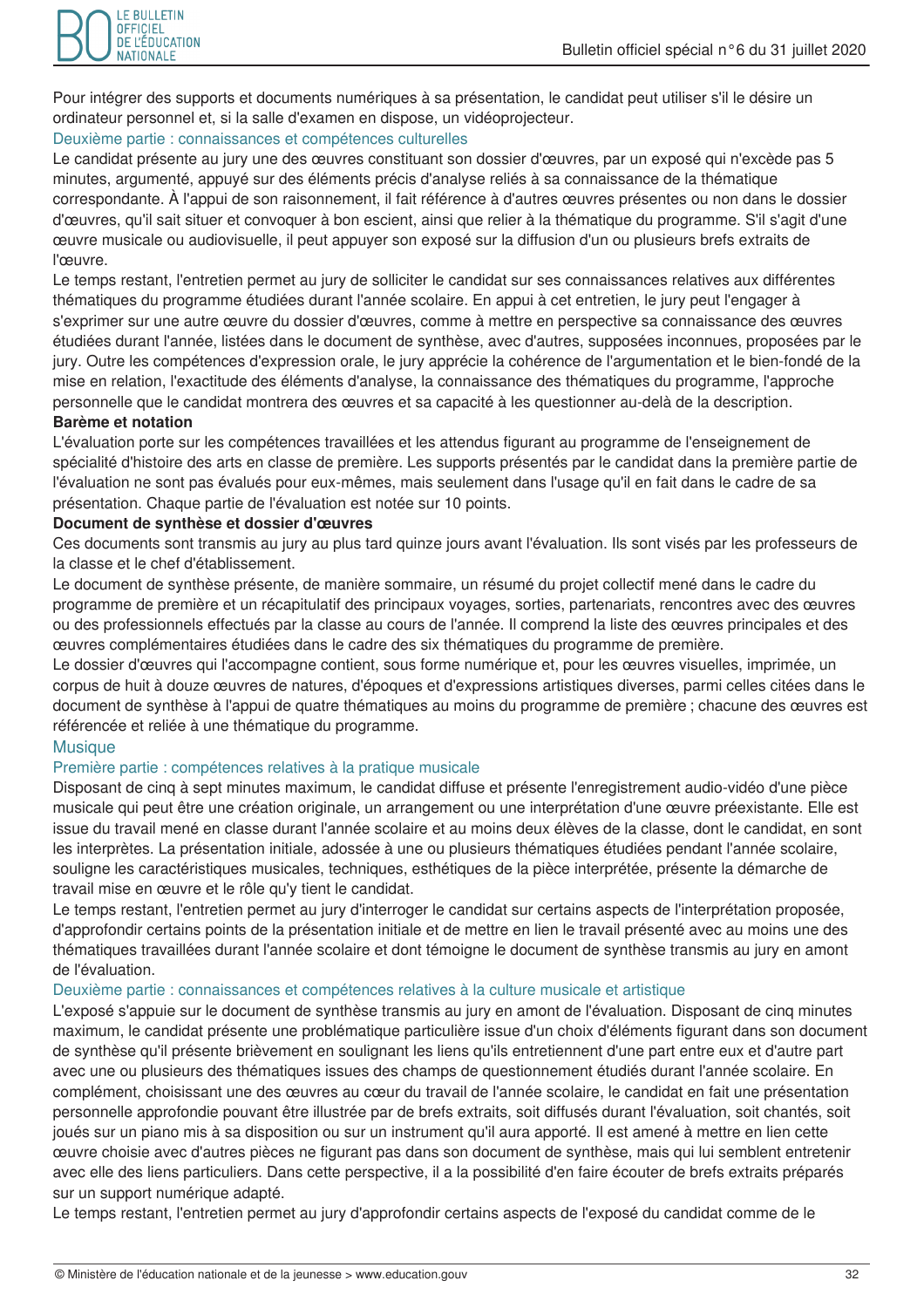Pour intégrer des supports et documents numériques à sa présentation, le candidat peut utiliser s'il le désire un ordinateur personnel et, si la salle d'examen en dispose, un vidéoprojecteur.

### Deuxième partie : connaissances et compétences culturelles

Le candidat présente au jury une des œuvres constituant son dossier d'œuvres, par un exposé qui n'excède pas 5 minutes, argumenté, appuyé sur des éléments précis d'analyse reliés à sa connaissance de la thématique correspondante. À l'appui de son raisonnement, il fait référence à d'autres œuvres présentes ou non dans le dossier d'œuvres, qu'il sait situer et convoquer à bon escient, ainsi que relier à la thématique du programme. S'il s'agit d'une œuvre musicale ou audiovisuelle, il peut appuyer son exposé sur la diffusion d'un ou plusieurs brefs extraits de l'œuvre.

Le temps restant, l'entretien permet au jury de solliciter le candidat sur ses connaissances relatives aux différentes thématiques du programme étudiées durant l'année scolaire. En appui à cet entretien, le jury peut l'engager à s'exprimer sur une autre œuvre du dossier d'œuvres, comme à mettre en perspective sa connaissance des œuvres étudiées durant l'année, listées dans le document de synthèse, avec d'autres, supposées inconnues, proposées par le jury. Outre les compétences d'expression orale, le jury apprécie la cohérence de l'argumentation et le bien-fondé de la mise en relation, l'exactitude des éléments d'analyse, la connaissance des thématiques du programme, l'approche personnelle que le candidat montrera des œuvres et sa capacité à les questionner au-delà de la description.

**Barème et notation**

L'évaluation porte sur les compétences travaillées et les attendus figurant au programme de l'enseignement de spécialité d'histoire des arts en classe de première. Les supports présentés par le candidat dans la première partie de l'évaluation ne sont pas évalués pour eux-mêmes, mais seulement dans l'usage qu'il en fait dans le cadre de sa présentation. Chaque partie de l'évaluation est notée sur 10 points.

**Document de synthèse et dossier d'œuvres**

Ces documents sont transmis au jury au plus tard quinze jours avant l'évaluation. Ils sont visés par les professeurs de la classe et le chef d'établissement.

Le document de synthèse présente, de manière sommaire, un résumé du projet collectif mené dans le cadre du programme de première et un récapitulatif des principaux voyages, sorties, partenariats, rencontres avec des œuvres ou des professionnels effectués par la classe au cours de l'année. Il comprend la liste des œuvres principales et des œuvres complémentaires étudiées dans le cadre des six thématiques du programme de première.

Le dossier d'œuvres qui l'accompagne contient, sous forme numérique et, pour les œuvres visuelles, imprimée, un corpus de huit à douze œuvres de natures, d'époques et d'expressions artistiques diverses, parmi celles citées dans le document de synthèse à l'appui de quatre thématiques au moins du programme de première ; chacune des œuvres est référencée et reliée à une thématique du programme.

## Musique

### Première partie : compétences relatives à la pratique musicale

Disposant de cinq à sept minutes maximum, le candidat diffuse et présente l'enregistrement audio-vidéo d'une pièce musicale qui peut être une création originale, un arrangement ou une interprétation d'une œuvre préexistante. Elle est issue du travail mené en classe durant l'année scolaire et au moins deux élèves de la classe, dont le candidat, en sont les interprètes. La présentation initiale, adossée à une ou plusieurs thématiques étudiées pendant l'année scolaire, souligne les caractéristiques musicales, techniques, esthétiques de la pièce interprétée, présente la démarche de travail mise en œuvre et le rôle qu'y tient le candidat.

Le temps restant, l'entretien permet au jury d'interroger le candidat sur certains aspects de l'interprétation proposée, d'approfondir certains points de la présentation initiale et de mettre en lien le travail présenté avec au moins une des thématiques travaillées durant l'année scolaire et dont témoigne le document de synthèse transmis au jury en amont de l'évaluation.

### Deuxième partie : connaissances et compétences relatives à la culture musicale et artistique

L'exposé s'appuie sur le document de synthèse transmis au jury en amont de l'évaluation. Disposant de cinq minutes maximum, le candidat présente une problématique particulière issue d'un choix d'éléments figurant dans son document de synthèse qu'il présente brièvement en soulignant les liens qu'ils entretiennent d'une part entre eux et d'autre part avec une ou plusieurs des thématiques issues des champs de questionnement étudiés durant l'année scolaire. En complément, choisissant une des œuvres au cœur du travail de l'année scolaire, le candidat en fait une présentation personnelle approfondie pouvant être illustrée par de brefs extraits, soit diffusés durant l'évaluation, soit chantés, soit joués sur un piano mis à sa disposition ou sur un instrument qu'il aura apporté. Il est amené à mettre en lien cette œuvre choisie avec d'autres pièces ne figurant pas dans son document de synthèse, mais qui lui semblent entretenir avec elle des liens particuliers. Dans cette perspective, il a la possibilité d'en faire écouter de brefs extraits préparés sur un support numérique adapté.

Le temps restant, l'entretien permet au jury d'approfondir certains aspects de l'exposé du candidat comme de le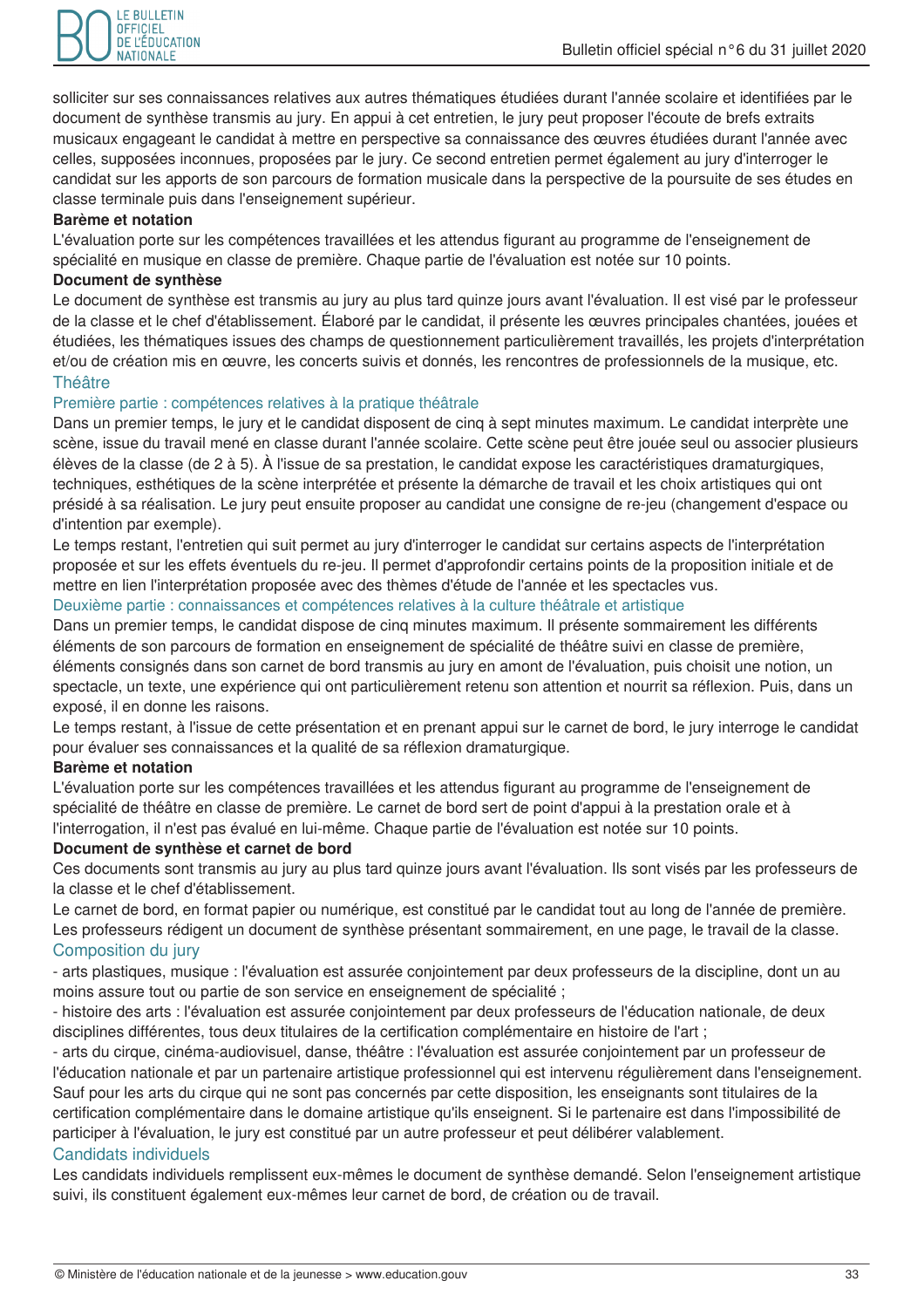solliciter sur ses connaissances relatives aux autres thématiques étudiées durant l'année scolaire et identifiées par le document de synthèse transmis au jury. En appui à cet entretien, le jury peut proposer l'écoute de brefs extraits musicaux engageant le candidat à mettre en perspective sa connaissance des œuvres étudiées durant l'année avec celles, supposées inconnues, proposées par le jury. Ce second entretien permet également au jury d'interroger le candidat sur les apports de son parcours de formation musicale dans la perspective de la poursuite de ses études en classe terminale puis dans l'enseignement supérieur.

**Barème et notation**

L'évaluation porte sur les compétences travaillées et les attendus figurant au programme de l'enseignement de spécialité en musique en classe de première. Chaque partie de l'évaluation est notée sur 10 points.

**Document de synthèse**

Le document de synthèse est transmis au jury au plus tard quinze jours avant l'évaluation. Il est visé par le professeur de la classe et le chef d'établissement. Élaboré par le candidat, il présente les œuvres principales chantées, jouées et étudiées, les thématiques issues des champs de questionnement particulièrement travaillés, les projets d'interprétation et/ou de création mis en œuvre, les concerts suivis et donnés, les rencontres de professionnels de la musique, etc.

### Théâtre

#### Première partie : compétences relatives à la pratique théâtrale

Dans un premier temps, le jury et le candidat disposent de cinq à sept minutes maximum. Le candidat interprète une scène, issue du travail mené en classe durant l'année scolaire. Cette scène peut être jouée seul ou associer plusieurs élèves de la classe (de 2 à 5). À l'issue de sa prestation, le candidat expose les caractéristiques dramaturgiques, techniques, esthétiques de la scène interprétée et présente la démarche de travail et les choix artistiques qui ont présidé à sa réalisation. Le jury peut ensuite proposer au candidat une consigne de re-jeu (changement d'espace ou d'intention par exemple).

Le temps restant, l'entretien qui suit permet au jury d'interroger le candidat sur certains aspects de l'interprétation proposée et sur les effets éventuels du re-jeu. Il permet d'approfondir certains points de la proposition initiale et de mettre en lien l'interprétation proposée avec des thèmes d'étude de l'année et les spectacles vus.

#### Deuxième partie : connaissances et compétences relatives à la culture théâtrale et artistique

Dans un premier temps, le candidat dispose de cinq minutes maximum. Il présente sommairement les différents éléments de son parcours de formation en enseignement de spécialité de théâtre suivi en classe de première, éléments consignés dans son carnet de bord transmis au jury en amont de l'évaluation, puis choisit une notion, un spectacle, un texte, une expérience qui ont particulièrement retenu son attention et nourrit sa réflexion. Puis, dans un exposé, il en donne les raisons.

Le temps restant, à l'issue de cette présentation et en prenant appui sur le carnet de bord, le jury interroge le candidat pour évaluer ses connaissances et la qualité de sa réflexion dramaturgique.

**Barème et notation**

L'évaluation porte sur les compétences travaillées et les attendus figurant au programme de l'enseignement de spécialité de théâtre en classe de première. Le carnet de bord sert de point d'appui à la prestation orale et à l'interrogation, il n'est pas évalué en lui-même. Chaque partie de l'évaluation est notée sur 10 points.

**Document de synthèse et carnet de bord**

Ces documents sont transmis au jury au plus tard quinze jours avant l'évaluation. Ils sont visés par les professeurs de la classe et le chef d'établissement.

Le carnet de bord, en format papier ou numérique, est constitué par le candidat tout au long de l'année de première. Les professeurs rédigent un document de synthèse présentant sommairement, en une page, le travail de la classe.

### Composition du jury

- arts plastiques, musique : l'évaluation est assurée conjointement par deux professeurs de la discipline, dont un au moins assure tout ou partie de son service en enseignement de spécialité ;
- histoire des arts : l'évaluation est assurée conjointement par deux professeurs de l'éducation nationale, de deux disciplines différentes, tous deux titulaires de la certification complémentaire en histoire de l'art ;
- arts du cirque, cinéma-audiovisuel, danse, théâtre : l'évaluation est assurée conjointement par un professeur de l'éducation nationale et par un partenaire artistique professionnel qui est intervenu régulièrement dans l'enseignement. Sauf pour les arts du cirque qui ne sont pas concernés par cette disposition, les enseignants sont titulaires de la certification complémentaire dans le domaine artistique qu'ils enseignent. Si le partenaire est dans l'impossibilité de participer à l'évaluation, le jury est constitué par un autre professeur et peut délibérer valablement.

### Candidats individuels

Les candidats individuels remplissent eux-mêmes le document de synthèse demandé. Selon l'enseignement artistique suivi, ils constituent également eux-mêmes leur carnet de bord, de création ou de travail.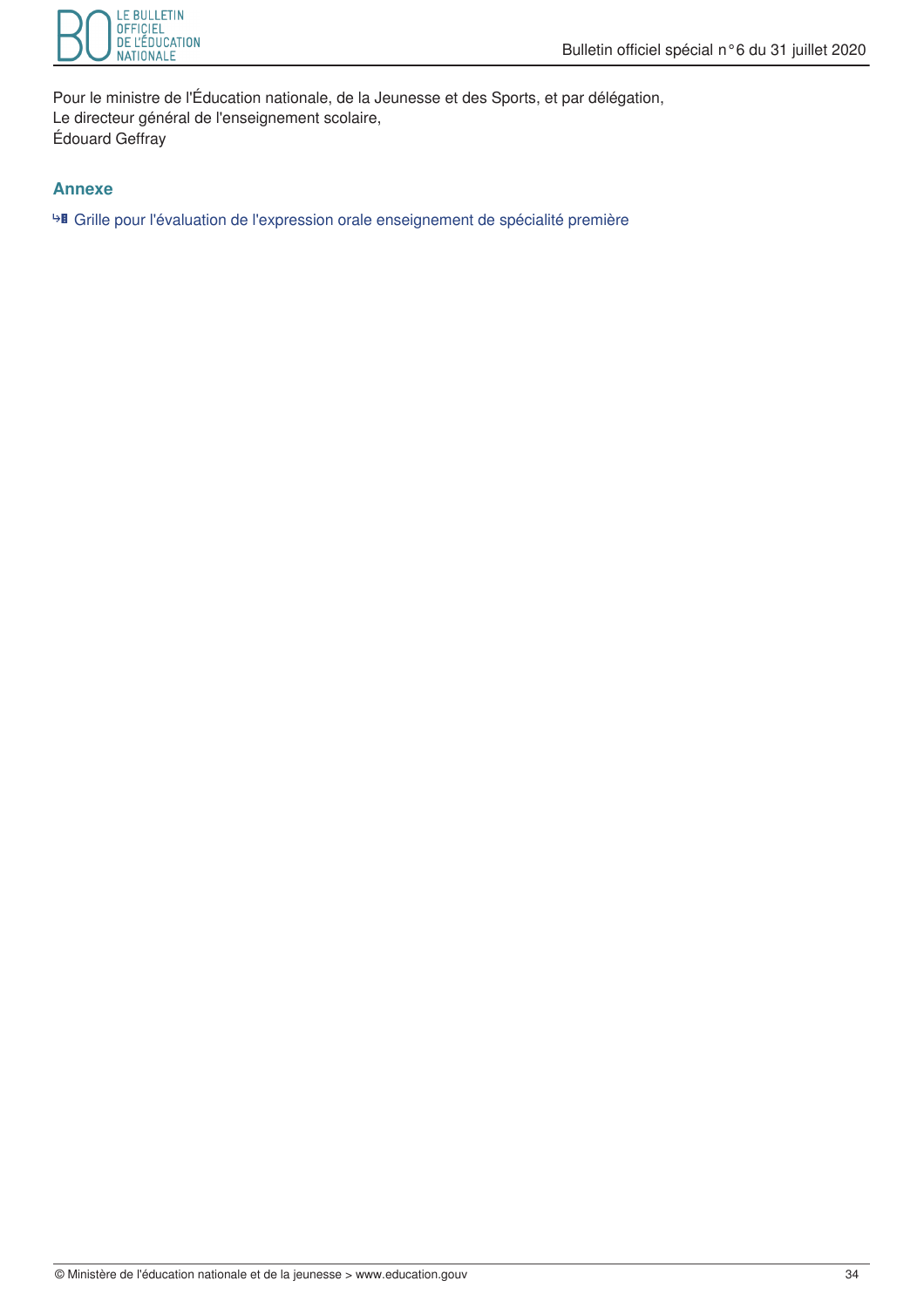Pour le ministre de l'Éducation nationale, de la Jeunesse et des Sports, et par délégation,
Le directeur général de l'enseignement scolaire,
Édouard Geffray

## Annexe

Grille pour l'évaluation de l'expression orale enseignement de spécialité première